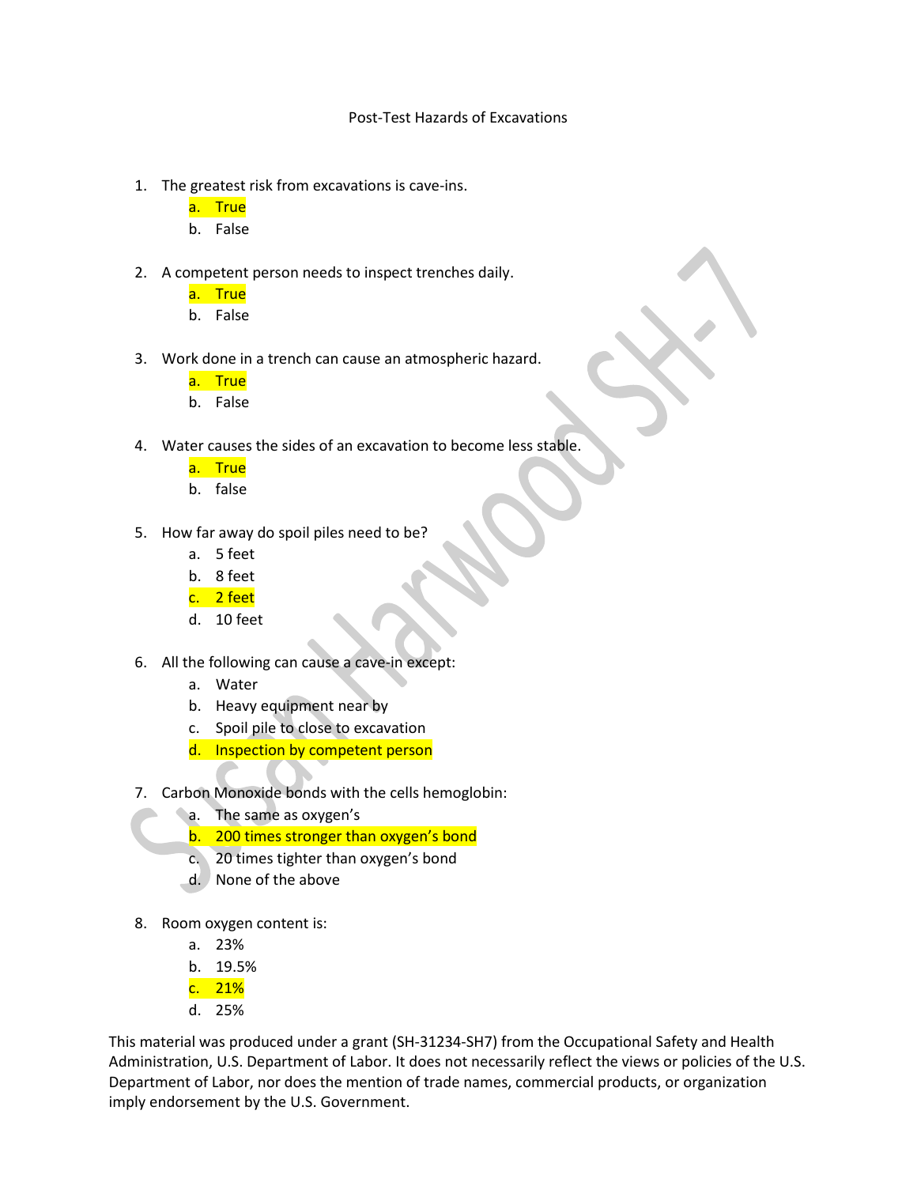# Post-Test Hazards of Excavations

1. The greatest risk from excavations is cave-ins.
   a. True
   b. False

2. A competent person needs to inspect trenches daily.
   a. True
   b. False

3. Work done in a trench can cause an atmospheric hazard.
   a. True
   b. False

4. Water causes the sides of an excavation to become less stable.
   a. True
   b. false

5. How far away do spoil piles need to be?
   a. 5 feet
   b. 8 feet
   c. 2 feet
   d. 10 feet

6. All the following can cause a cave-in except:
   a. Water
   b. Heavy equipment near by
   c. Spoil pile to close to excavation
   d. Inspection by competent person

7. Carbon Monoxide bonds with the cells hemoglobin:
   a. The same as oxygen's
   b. 200 times stronger than oxygen's bond
   c. 20 times tighter than oxygen's bond
   d. None of the above

8. Room oxygen content is:
   a. 23%
   b. 19.5%
   c. 21%
   d. 25%

This material was produced under a grant (SH-31234-SH7) from the Occupational Safety and Health Administration, U.S. Department of Labor. It does not necessarily reflect the views or policies of the U.S. Department of Labor, nor does the mention of trade names, commercial products, or organization imply endorsement by the U.S. Government.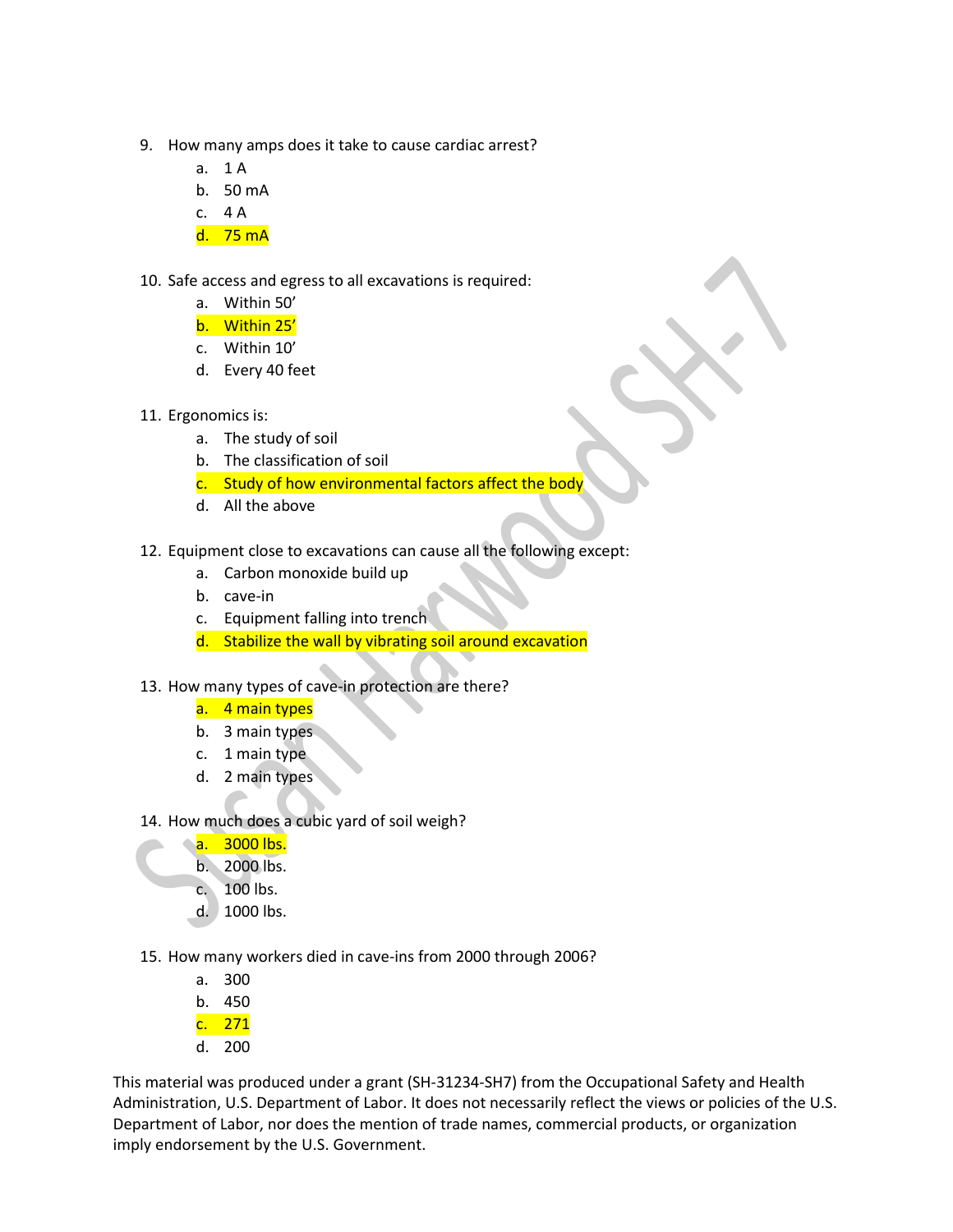9. How many amps does it take to cause cardiac arrest?
   a. 1 A
   b. 50 mA
   c. 4 A
   d. 75 mA

10. Safe access and egress to all excavations is required:
    a. Within 50'
    b. Within 25'
    c. Within 10'
    d. Every 40 feet

11. Ergonomics is:
    a. The study of soil
    b. The classification of soil
    c. Study of how environmental factors affect the body
    d. All the above

12. Equipment close to excavations can cause all the following except:
    a. Carbon monoxide build up
    b. cave-in
    c. Equipment falling into trench
    d. Stabilize the wall by vibrating soil around excavation

13. How many types of cave-in protection are there?
    a. 4 main types
    b. 3 main types
    c. 1 main type
    d. 2 main types

14. How much does a cubic yard of soil weigh?
    a. 3000 lbs.
    b. 2000 lbs.
    c. 100 lbs.
    d. 1000 lbs.

15. How many workers died in cave-ins from 2000 through 2006?
    a. 300
    b. 450
    c. 271
    d. 200

This material was produced under a grant (SH-31234-SH7) from the Occupational Safety and Health Administration, U.S. Department of Labor. It does not necessarily reflect the views or policies of the U.S. Department of Labor, nor does the mention of trade names, commercial products, or organization imply endorsement by the U.S. Government.